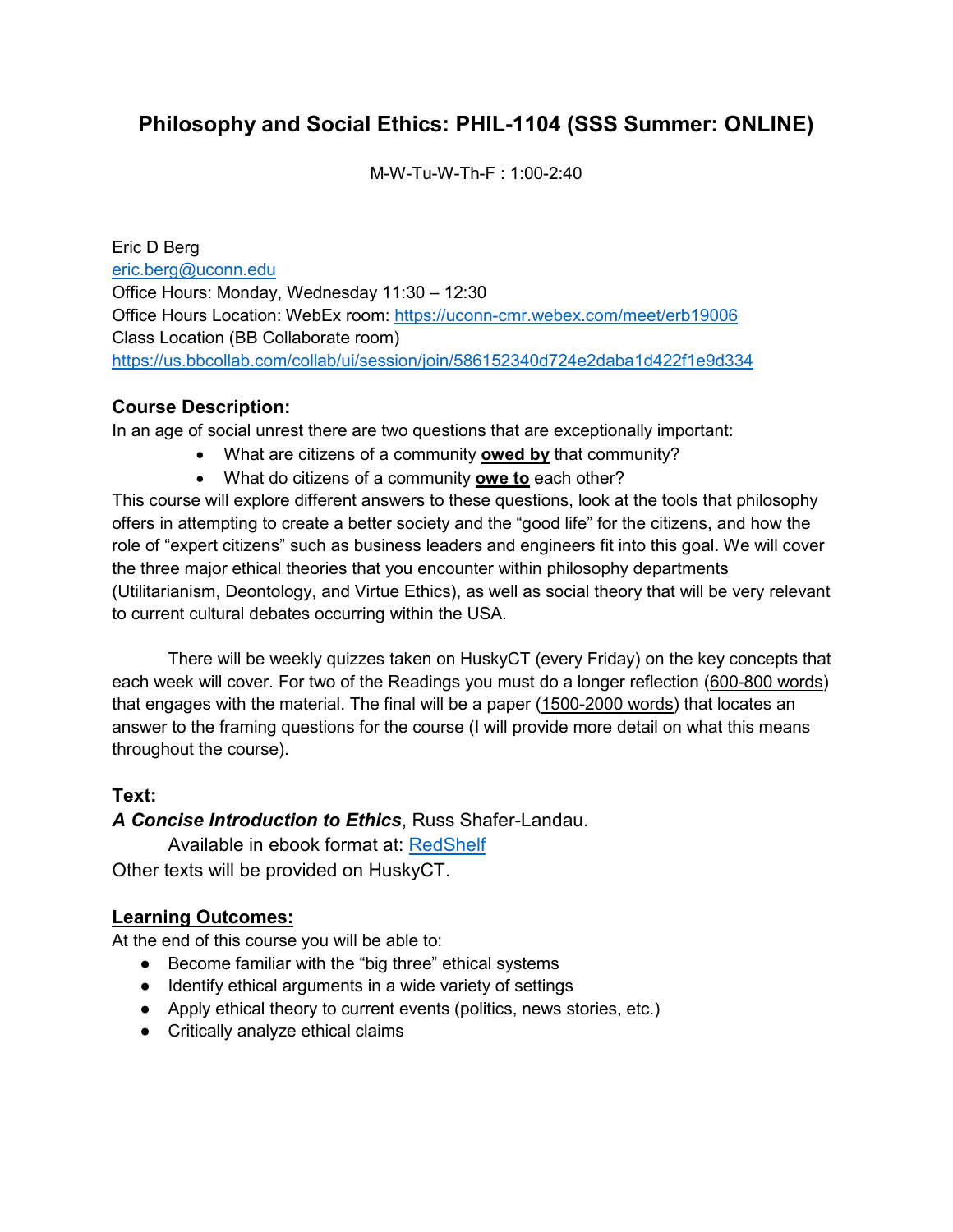# Philosophy and Social Ethics: PHIL-1104 (SSS Summer: ONLINE)

M-W-Tu-W-Th-F : 1:00-2:40

Eric D Berg
eric.berg@uconn.edu
Office Hours: Monday, Wednesday 11:30 – 12:30
Office Hours Location: WebEx room: https://uconn-cmr.webex.com/meet/erb19006
Class Location (BB Collaborate room)
https://us.bbcollab.com/collab/ui/session/join/586152340d724e2daba1d422f1e9d334

## Course Description:

In an age of social unrest there are two questions that are exceptionally important:

- What are citizens of a community **owed by** that community?
- What do citizens of a community **owe to** each other?

This course will explore different answers to these questions, look at the tools that philosophy offers in attempting to create a better society and the "good life" for the citizens, and how the role of "expert citizens" such as business leaders and engineers fit into this goal. We will cover the three major ethical theories that you encounter within philosophy departments (Utilitarianism, Deontology, and Virtue Ethics), as well as social theory that will be very relevant to current cultural debates occurring within the USA.

There will be weekly quizzes taken on HuskyCT (every Friday) on the key concepts that each week will cover. For two of the Readings you must do a longer reflection (600-800 words) that engages with the material. The final will be a paper (1500-2000 words) that locates an answer to the framing questions for the course (I will provide more detail on what this means throughout the course).

## Text:

***A Concise Introduction to Ethics***, Russ Shafer-Landau.

Available in ebook format at: RedShelf

Other texts will be provided on HuskyCT.

## Learning Outcomes:

At the end of this course you will be able to:

- Become familiar with the "big three" ethical systems
- Identify ethical arguments in a wide variety of settings
- Apply ethical theory to current events (politics, news stories, etc.)
- Critically analyze ethical claims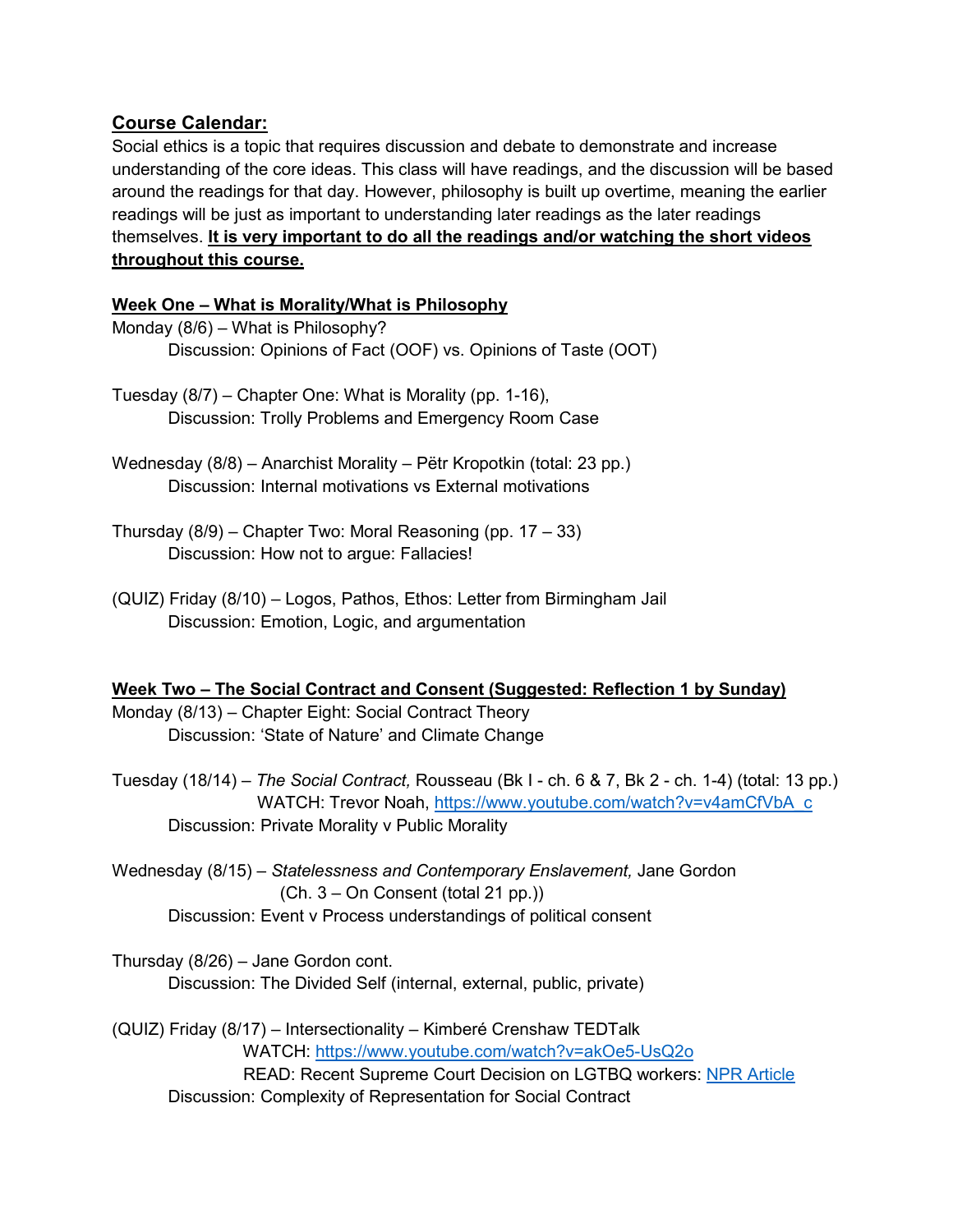## Course Calendar:

Social ethics is a topic that requires discussion and debate to demonstrate and increase understanding of the core ideas. This class will have readings, and the discussion will be based around the readings for that day. However, philosophy is built up overtime, meaning the earlier readings will be just as important to understanding later readings as the later readings themselves. **It is very important to do all the readings and/or watching the short videos throughout this course.**

### Week One – What is Morality/What is Philosophy

Monday (8/6) – What is Philosophy?
    Discussion: Opinions of Fact (OOF) vs. Opinions of Taste (OOT)

Tuesday (8/7) – Chapter One: What is Morality (pp. 1-16),
    Discussion: Trolly Problems and Emergency Room Case

Wednesday (8/8) – Anarchist Morality – Pëtr Kropotkin (total: 23 pp.)
    Discussion: Internal motivations vs External motivations

Thursday (8/9) – Chapter Two: Moral Reasoning (pp. 17 – 33)
    Discussion: How not to argue: Fallacies!

(QUIZ) Friday (8/10) – Logos, Pathos, Ethos: Letter from Birmingham Jail
    Discussion: Emotion, Logic, and argumentation

### Week Two – The Social Contract and Consent (Suggested: Reflection 1 by Sunday)

Monday (8/13) – Chapter Eight: Social Contract Theory
    Discussion: 'State of Nature' and Climate Change

Tuesday (18/14) – *The Social Contract,* Rousseau (Bk I - ch. 6 & 7, Bk 2 - ch. 1-4) (total: 13 pp.)
    WATCH: Trevor Noah, https://www.youtube.com/watch?v=v4amCfVbA_c
    Discussion: Private Morality v Public Morality

Wednesday (8/15) – *Statelessness and Contemporary Enslavement,* Jane Gordon
    (Ch. 3 – On Consent (total 21 pp.))
    Discussion: Event v Process understandings of political consent

Thursday (8/26) – Jane Gordon cont.
    Discussion: The Divided Self (internal, external, public, private)

(QUIZ) Friday (8/17) – Intersectionality – Kimberé Crenshaw TEDTalk
    WATCH: https://www.youtube.com/watch?v=akOe5-UsQ2o
    READ: Recent Supreme Court Decision on LGTBQ workers: NPR Article
    Discussion: Complexity of Representation for Social Contract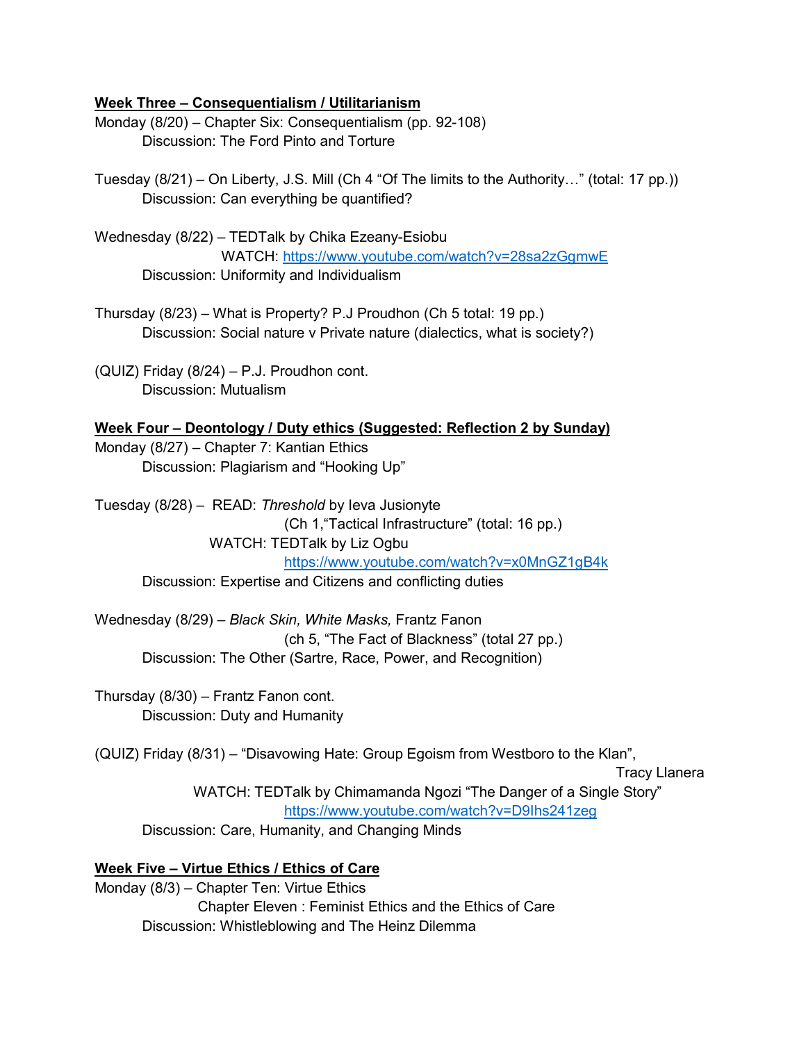**Week Three – Consequentialism / Utilitarianism**

Monday (8/20) – Chapter Six: Consequentialism (pp. 92-108)
Discussion: The Ford Pinto and Torture

Tuesday (8/21) – On Liberty, J.S. Mill (Ch 4 "Of The limits to the Authority…" (total: 17 pp.))
Discussion: Can everything be quantified?

Wednesday (8/22) – TEDTalk by Chika Ezeany-Esiobu
WATCH: https://www.youtube.com/watch?v=28sa2zGgmwE
Discussion: Uniformity and Individualism

Thursday (8/23) – What is Property? P.J Proudhon (Ch 5 total: 19 pp.)
Discussion: Social nature v Private nature (dialectics, what is society?)

(QUIZ) Friday (8/24) – P.J. Proudhon cont.
Discussion: Mutualism

**Week Four – Deontology / Duty ethics (Suggested: Reflection 2 by Sunday)**

Monday (8/27) – Chapter 7: Kantian Ethics
Discussion: Plagiarism and "Hooking Up"

Tuesday (8/28) – READ: *Threshold* by Ieva Jusionyte
(Ch 1,"Tactical Infrastructure" (total: 16 pp.)
WATCH: TEDTalk by Liz Ogbu
https://www.youtube.com/watch?v=x0MnGZ1gB4k
Discussion: Expertise and Citizens and conflicting duties

Wednesday (8/29) – *Black Skin, White Masks,* Frantz Fanon
(ch 5, "The Fact of Blackness" (total 27 pp.)
Discussion: The Other (Sartre, Race, Power, and Recognition)

Thursday (8/30) – Frantz Fanon cont.
Discussion: Duty and Humanity

(QUIZ) Friday (8/31) – "Disavowing Hate: Group Egoism from Westboro to the Klan", Tracy Llanera
WATCH: TEDTalk by Chimamanda Ngozi "The Danger of a Single Story"
https://www.youtube.com/watch?v=D9Ihs241zeg
Discussion: Care, Humanity, and Changing Minds

**Week Five – Virtue Ethics / Ethics of Care**

Monday (8/3) – Chapter Ten: Virtue Ethics
Chapter Eleven : Feminist Ethics and the Ethics of Care
Discussion: Whistleblowing and The Heinz Dilemma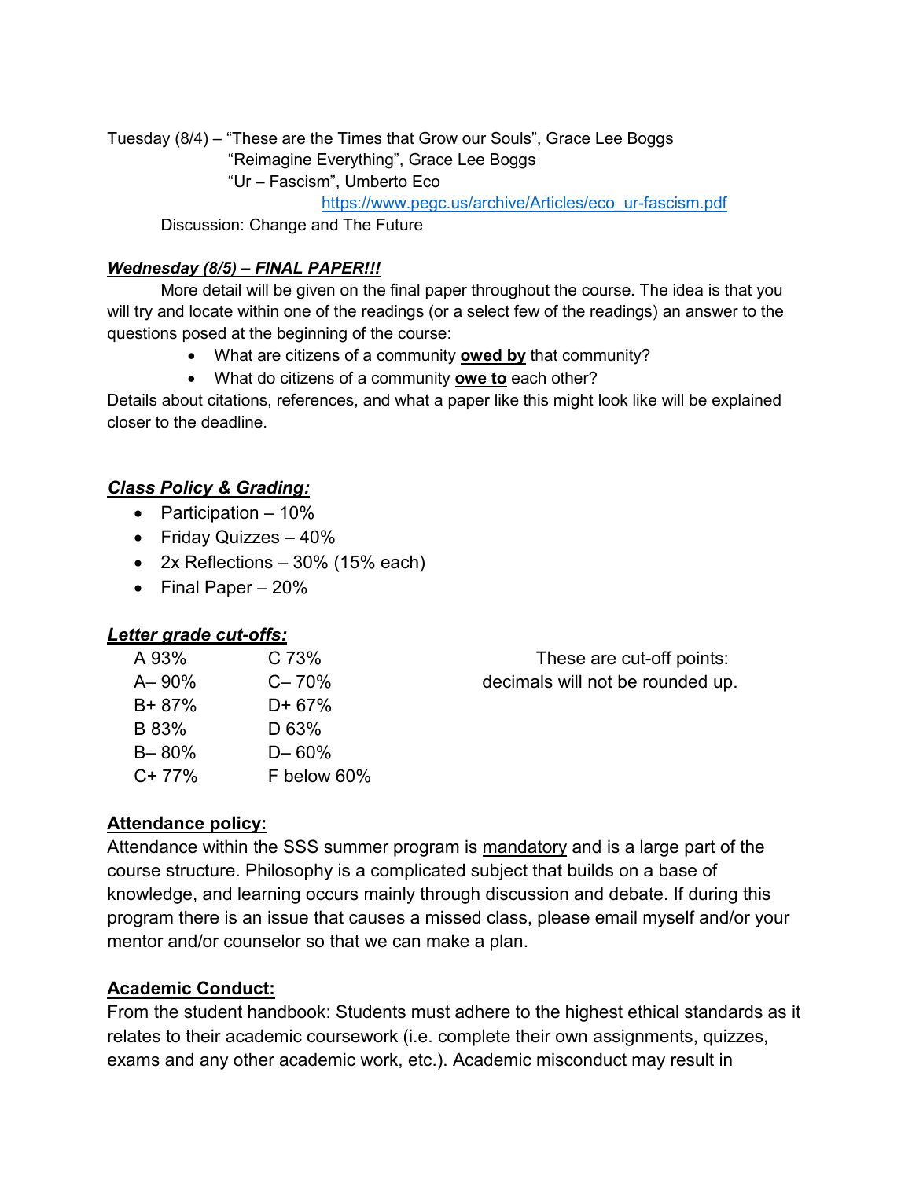Tuesday (8/4) – "These are the Times that Grow our Souls", Grace Lee Boggs
"Reimagine Everything", Grace Lee Boggs
"Ur – Fascism", Umberto Eco
https://www.pegc.us/archive/Articles/eco_ur-fascism.pdf

Discussion: Change and The Future

***Wednesday (8/5) – FINAL PAPER!!!***

More detail will be given on the final paper throughout the course. The idea is that you will try and locate within one of the readings (or a select few of the readings) an answer to the questions posed at the beginning of the course:

- What are citizens of a community **owed by** that community?
- What do citizens of a community **owe to** each other?

Details about citations, references, and what a paper like this might look like will be explained closer to the deadline.

## ***Class Policy & Grading:***

- Participation – 10%
- Friday Quizzes – 40%
- 2x Reflections – 30% (15% each)
- Final Paper – 20%

## ***Letter grade cut-offs:***

| | |
|---|---|
| A 93% | C 73% |
| A– 90% | C– 70% |
| B+ 87% | D+ 67% |
| B 83% | D 63% |
| B– 80% | D– 60% |
| C+ 77% | F below 60% |

These are cut-off points: decimals will not be rounded up.

## **Attendance policy:**

Attendance within the SSS summer program is mandatory and is a large part of the course structure. Philosophy is a complicated subject that builds on a base of knowledge, and learning occurs mainly through discussion and debate. If during this program there is an issue that causes a missed class, please email myself and/or your mentor and/or counselor so that we can make a plan.

## **Academic Conduct:**

From the student handbook: Students must adhere to the highest ethical standards as it relates to their academic coursework (i.e. complete their own assignments, quizzes, exams and any other academic work, etc.). Academic misconduct may result in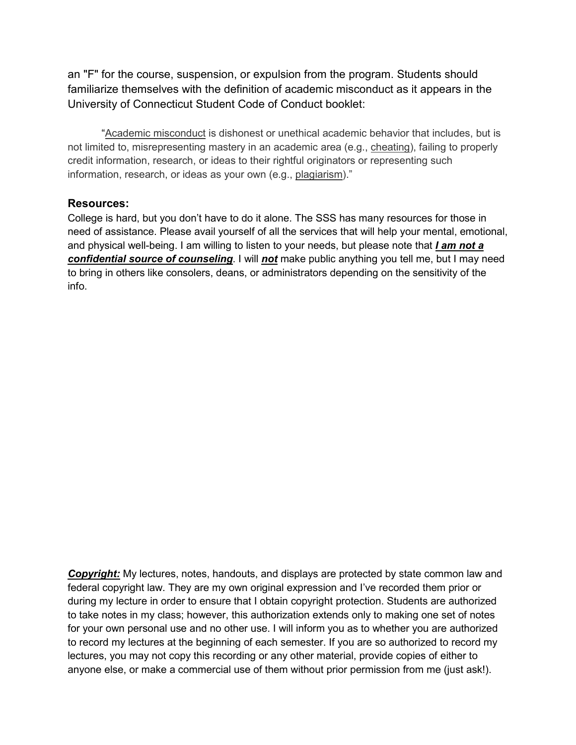an "F" for the course, suspension, or expulsion from the program. Students should familiarize themselves with the definition of academic misconduct as it appears in the University of Connecticut Student Code of Conduct booklet:

> "Academic misconduct is dishonest or unethical academic behavior that includes, but is not limited to, misrepresenting mastery in an academic area (e.g., cheating), failing to properly credit information, research, or ideas to their rightful originators or representing such information, research, or ideas as your own (e.g., plagiarism)."

### Resources:

College is hard, but you don't have to do it alone. The SSS has many resources for those in need of assistance. Please avail yourself of all the services that will help your mental, emotional, and physical well-being. I am willing to listen to your needs, but please note that ***I am not a confidential source of counseling***. I will ***not*** make public anything you tell me, but I may need to bring in others like consolers, deans, or administrators depending on the sensitivity of the info.

***Copyright:*** My lectures, notes, handouts, and displays are protected by state common law and federal copyright law. They are my own original expression and I've recorded them prior or during my lecture in order to ensure that I obtain copyright protection. Students are authorized to take notes in my class; however, this authorization extends only to making one set of notes for your own personal use and no other use. I will inform you as to whether you are authorized to record my lectures at the beginning of each semester. If you are so authorized to record my lectures, you may not copy this recording or any other material, provide copies of either to anyone else, or make a commercial use of them without prior permission from me (just ask!).